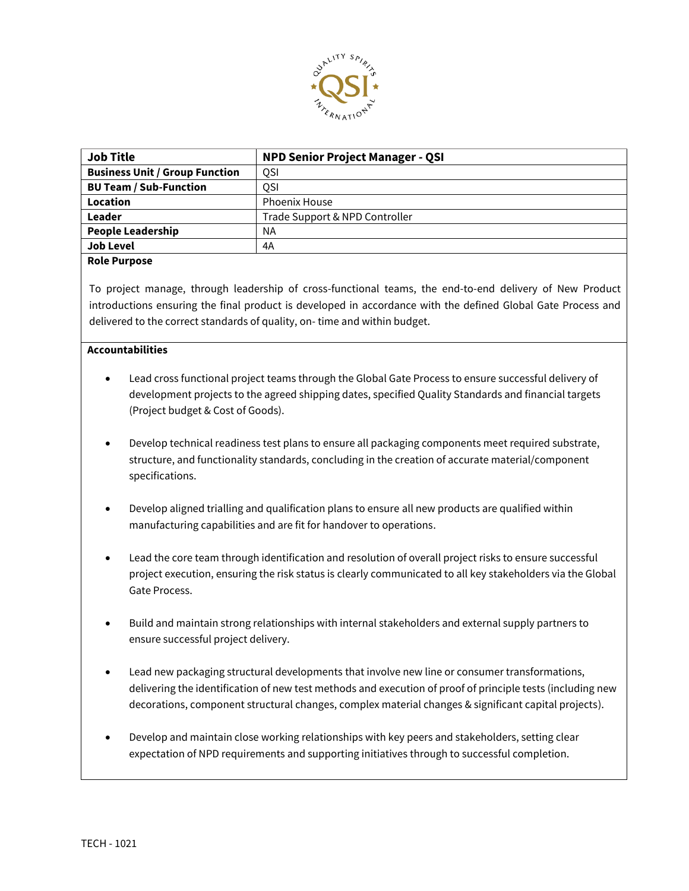| Job Title | NPD Senior Project Manager - QSI |
|---|---|
| Business Unit / Group Function | QSI |
| BU Team / Sub-Function | QSI |
| Location | Phoenix House |
| Leader | Trade Support & NPD Controller |
| People Leadership | NA |
| Job Level | 4A |

**Role Purpose**

To project manage, through leadership of cross-functional teams, the end-to-end delivery of New Product introductions ensuring the final product is developed in accordance with the defined Global Gate Process and delivered to the correct standards of quality, on- time and within budget.

**Accountabilities**

- Lead cross functional project teams through the Global Gate Process to ensure successful delivery of development projects to the agreed shipping dates, specified Quality Standards and financial targets (Project budget & Cost of Goods).
- Develop technical readiness test plans to ensure all packaging components meet required substrate, structure, and functionality standards, concluding in the creation of accurate material/component specifications.
- Develop aligned trialling and qualification plans to ensure all new products are qualified within manufacturing capabilities and are fit for handover to operations.
- Lead the core team through identification and resolution of overall project risks to ensure successful project execution, ensuring the risk status is clearly communicated to all key stakeholders via the Global Gate Process.
- Build and maintain strong relationships with internal stakeholders and external supply partners to ensure successful project delivery.
- Lead new packaging structural developments that involve new line or consumer transformations, delivering the identification of new test methods and execution of proof of principle tests (including new decorations, component structural changes, complex material changes & significant capital projects).
- Develop and maintain close working relationships with key peers and stakeholders, setting clear expectation of NPD requirements and supporting initiatives through to successful completion.

TECH - 1021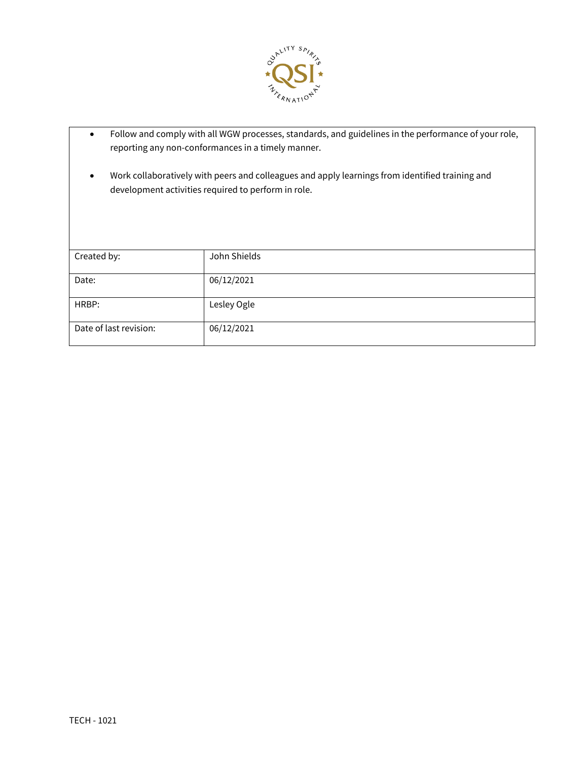- Follow and comply with all WGW processes, standards, and guidelines in the performance of your role, reporting any non-conformances in a timely manner.

- Work collaboratively with peers and colleagues and apply learnings from identified training and development activities required to perform in role.

| | |
|---|---|
| Created by: | John Shields |
| Date: | 06/12/2021 |
| HRBP: | Lesley Ogle |
| Date of last revision: | 06/12/2021 |

TECH - 1021